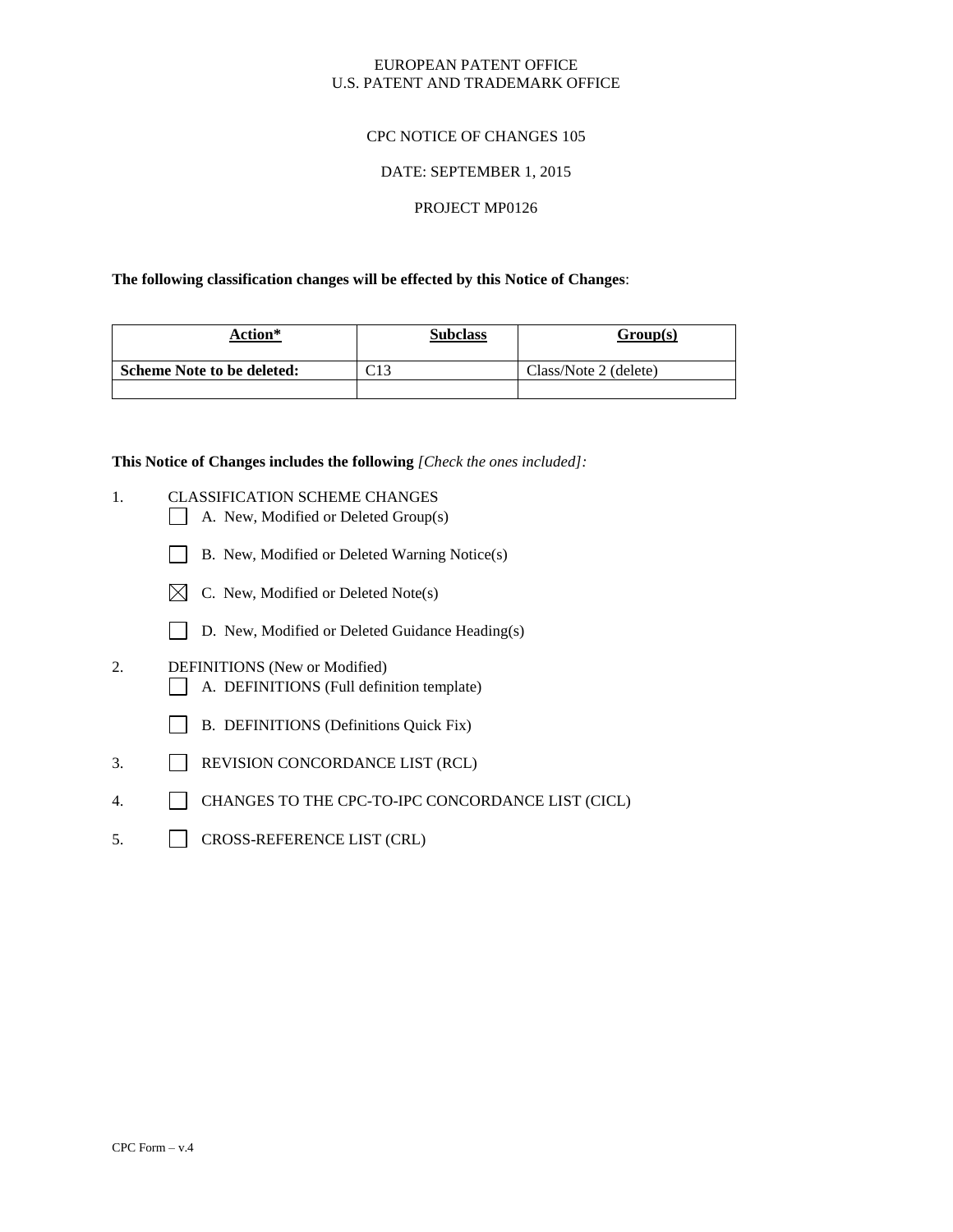EUROPEAN PATENT OFFICE
U.S. PATENT AND TRADEMARK OFFICE

CPC NOTICE OF CHANGES 105

DATE: SEPTEMBER 1, 2015

PROJECT MP0126

**The following classification changes will be effected by this Notice of Changes**:

| Action* | Subclass | Group(s) |
|---|---|---|
| **Scheme Note to be deleted:** | C13 | Class/Note 2 (delete) |
| | | |

**This Notice of Changes includes the following** *[Check the ones included]:*

1. CLASSIFICATION SCHEME CHANGES
   - ☐ A. New, Modified or Deleted Group(s)
   - ☐ B. New, Modified or Deleted Warning Notice(s)
   - ☒ C. New, Modified or Deleted Note(s)
   - ☐ D. New, Modified or Deleted Guidance Heading(s)
2. DEFINITIONS (New or Modified)
   - ☐ A. DEFINITIONS (Full definition template)
   - ☐ B. DEFINITIONS (Definitions Quick Fix)
3. ☐ REVISION CONCORDANCE LIST (RCL)
4. ☐ CHANGES TO THE CPC-TO-IPC CONCORDANCE LIST (CICL)
5. ☐ CROSS-REFERENCE LIST (CRL)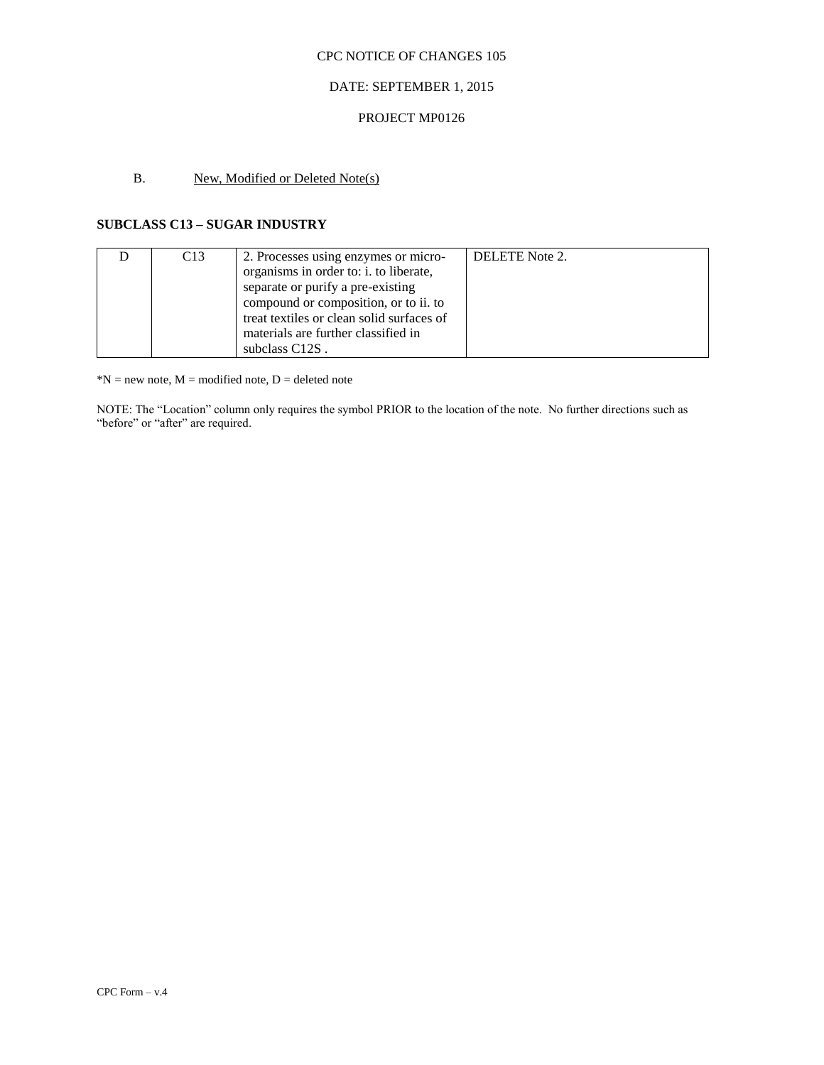CPC NOTICE OF CHANGES 105

DATE: SEPTEMBER 1, 2015

PROJECT MP0126

B. New, Modified or Deleted Note(s)

**SUBCLASS C13 – SUGAR INDUSTRY**

| | | | |
|---|---|---|---|
| D | C13 | 2. Processes using enzymes or micro-organisms in order to: i. to liberate, separate or purify a pre-existing compound or composition, or to ii. to treat textiles or clean solid surfaces of materials are further classified in subclass C12S . | DELETE Note 2. |

*N = new note, M = modified note, D = deleted note

NOTE: The "Location" column only requires the symbol PRIOR to the location of the note. No further directions such as "before" or "after" are required.